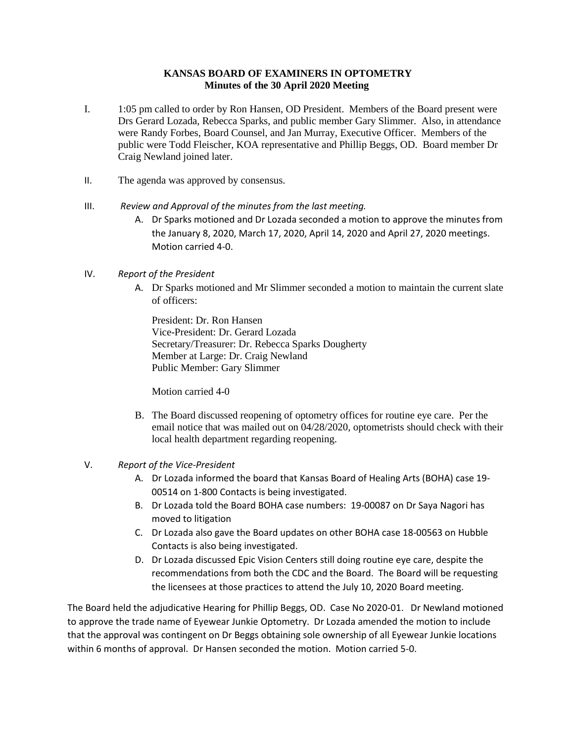**KANSAS BOARD OF EXAMINERS IN OPTOMETRY**
**Minutes of the 30 April 2020 Meeting**

I. 1:05 pm called to order by Ron Hansen, OD President. Members of the Board present were Drs Gerard Lozada, Rebecca Sparks, and public member Gary Slimmer. Also, in attendance were Randy Forbes, Board Counsel, and Jan Murray, Executive Officer. Members of the public were Todd Fleischer, KOA representative and Phillip Beggs, OD. Board member Dr Craig Newland joined later.

II. The agenda was approved by consensus.

III. *Review and Approval of the minutes from the last meeting.*

A. Dr Sparks motioned and Dr Lozada seconded a motion to approve the minutes from the January 8, 2020, March 17, 2020, April 14, 2020 and April 27, 2020 meetings. Motion carried 4-0.

IV. *Report of the President*

A. Dr Sparks motioned and Mr Slimmer seconded a motion to maintain the current slate of officers:

President: Dr. Ron Hansen
Vice-President: Dr. Gerard Lozada
Secretary/Treasurer: Dr. Rebecca Sparks Dougherty
Member at Large: Dr. Craig Newland
Public Member: Gary Slimmer

Motion carried 4-0

B. The Board discussed reopening of optometry offices for routine eye care. Per the email notice that was mailed out on 04/28/2020, optometrists should check with their local health department regarding reopening.

V. *Report of the Vice-President*

A. Dr Lozada informed the board that Kansas Board of Healing Arts (BOHA) case 19-00514 on 1-800 Contacts is being investigated.

B. Dr Lozada told the Board BOHA case numbers: 19-00087 on Dr Saya Nagori has moved to litigation

C. Dr Lozada also gave the Board updates on other BOHA case 18-00563 on Hubble Contacts is also being investigated.

D. Dr Lozada discussed Epic Vision Centers still doing routine eye care, despite the recommendations from both the CDC and the Board. The Board will be requesting the licensees at those practices to attend the July 10, 2020 Board meeting.

The Board held the adjudicative Hearing for Phillip Beggs, OD. Case No 2020-01. Dr Newland motioned to approve the trade name of Eyewear Junkie Optometry. Dr Lozada amended the motion to include that the approval was contingent on Dr Beggs obtaining sole ownership of all Eyewear Junkie locations within 6 months of approval. Dr Hansen seconded the motion. Motion carried 5-0.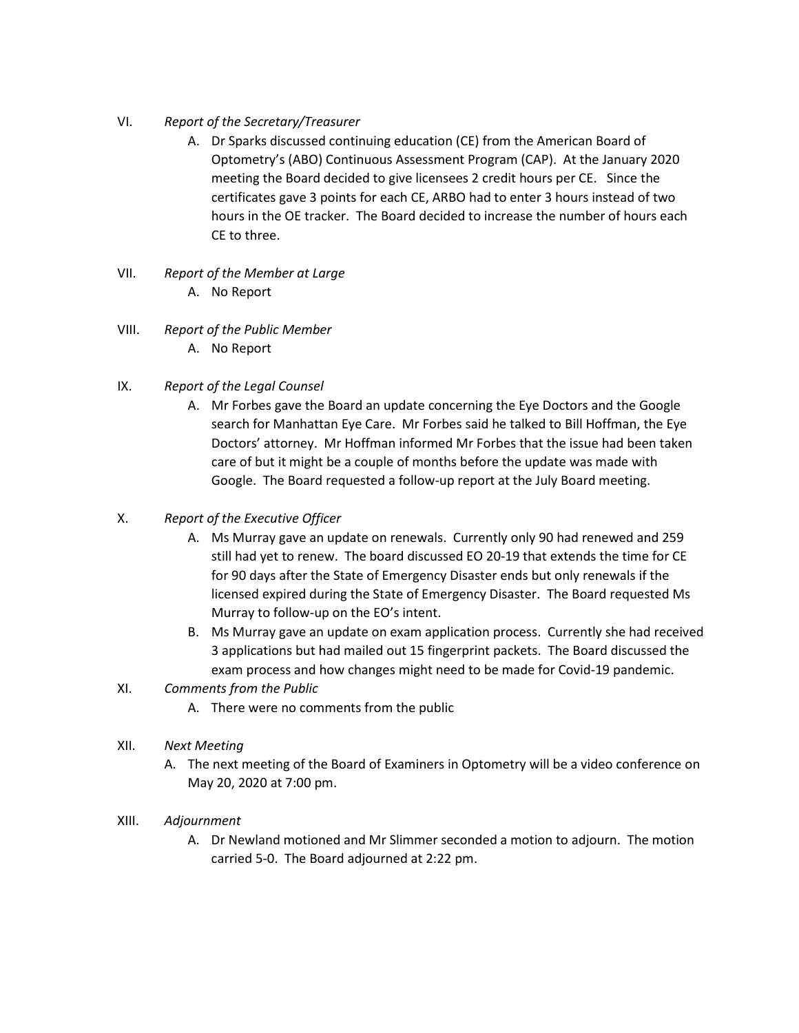VI. *Report of the Secretary/Treasurer*

   A. Dr Sparks discussed continuing education (CE) from the American Board of Optometry's (ABO) Continuous Assessment Program (CAP). At the January 2020 meeting the Board decided to give licensees 2 credit hours per CE. Since the certificates gave 3 points for each CE, ARBO had to enter 3 hours instead of two hours in the OE tracker. The Board decided to increase the number of hours each CE to three.

VII. *Report of the Member at Large*

   A. No Report

VIII. *Report of the Public Member*

   A. No Report

IX. *Report of the Legal Counsel*

   A. Mr Forbes gave the Board an update concerning the Eye Doctors and the Google search for Manhattan Eye Care. Mr Forbes said he talked to Bill Hoffman, the Eye Doctors' attorney. Mr Hoffman informed Mr Forbes that the issue had been taken care of but it might be a couple of months before the update was made with Google. The Board requested a follow-up report at the July Board meeting.

X. *Report of the Executive Officer*

   A. Ms Murray gave an update on renewals. Currently only 90 had renewed and 259 still had yet to renew. The board discussed EO 20-19 that extends the time for CE for 90 days after the State of Emergency Disaster ends but only renewals if the licensed expired during the State of Emergency Disaster. The Board requested Ms Murray to follow-up on the EO's intent.

   B. Ms Murray gave an update on exam application process. Currently she had received 3 applications but had mailed out 15 fingerprint packets. The Board discussed the exam process and how changes might need to be made for Covid-19 pandemic.

XI. *Comments from the Public*

   A. There were no comments from the public

XII. *Next Meeting*

   A. The next meeting of the Board of Examiners in Optometry will be a video conference on May 20, 2020 at 7:00 pm.

XIII. *Adjournment*

   A. Dr Newland motioned and Mr Slimmer seconded a motion to adjourn. The motion carried 5-0. The Board adjourned at 2:22 pm.